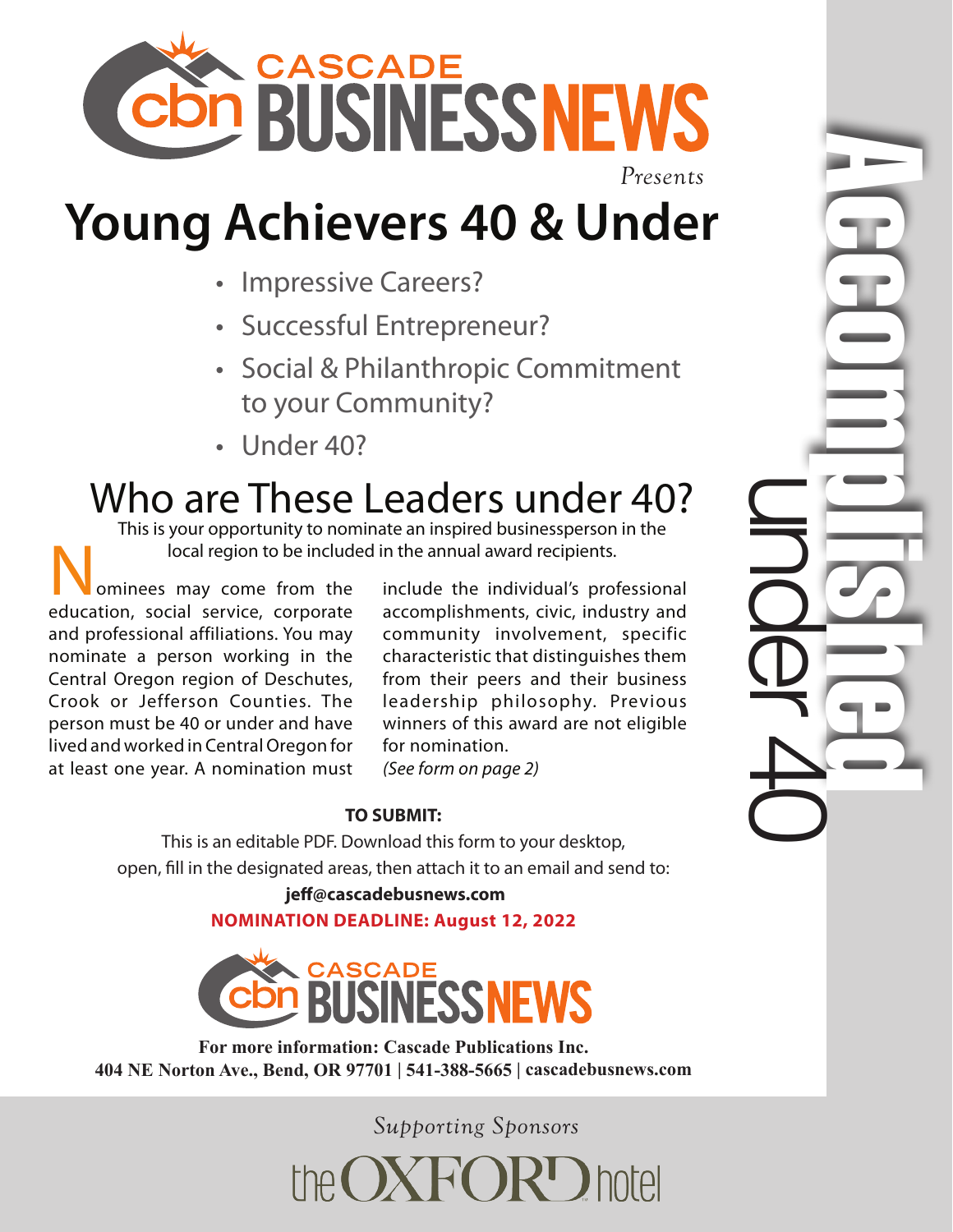CASCADE BUSINESS NEWS

*Presents*

# Young Achievers 40 & Under

- Impressive Careers?
- Successful Entrepreneur?
- Social & Philanthropic Commitment to your Community?
- Under 40?

## Who are These Leaders under 40?

This is your opportunity to nominate an inspired businessperson in the local region to be included in the annual award recipients.

Nominees may come from the education, social service, corporate and professional affiliations. You may nominate a person working in the Central Oregon region of Deschutes, Crook or Jefferson Counties. The person must be 40 or under and have lived and worked in Central Oregon for at least one year. A nomination must include the individual's professional accomplishments, civic, industry and community involvement, specific characteristic that distinguishes them from their peers and their business leadership philosophy. Previous winners of this award are not eligible for nomination.

*(See form on page 2)*

Accomplished under 40

**TO SUBMIT:**

This is an editable PDF. Download this form to your desktop, open, fill in the designated areas, then attach it to an email and send to:

**jeff@cascadebusnews.com**

**NOMINATION DEADLINE: August 12, 2022**

CASCADE BUSINESS NEWS

**For more information: Cascade Publications Inc.**
**404 NE Norton Ave., Bend, OR 97701 | 541-388-5665 | cascadebusnews.com**

*Supporting Sponsors*

the OXFORD hotel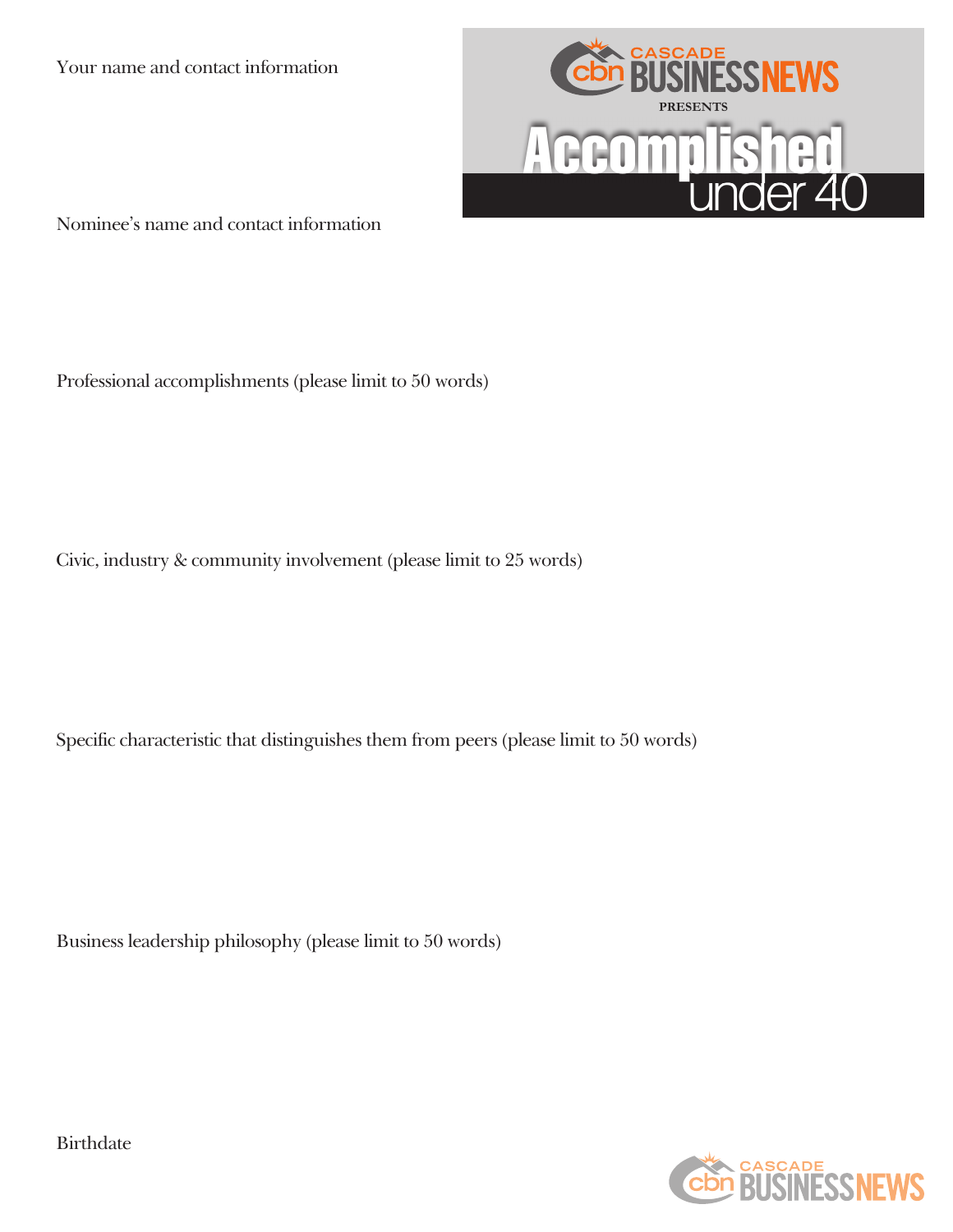Your name and contact information

CASCADE BUSINESS NEWS PRESENTS

# Accomplished under 40

Nominee's name and contact information

Professional accomplishments (please limit to 50 words)

Civic, industry & community involvement (please limit to 25 words)

Specific characteristic that distinguishes them from peers (please limit to 50 words)

Business leadership philosophy (please limit to 50 words)

Birthdate

CASCADE BUSINESS NEWS